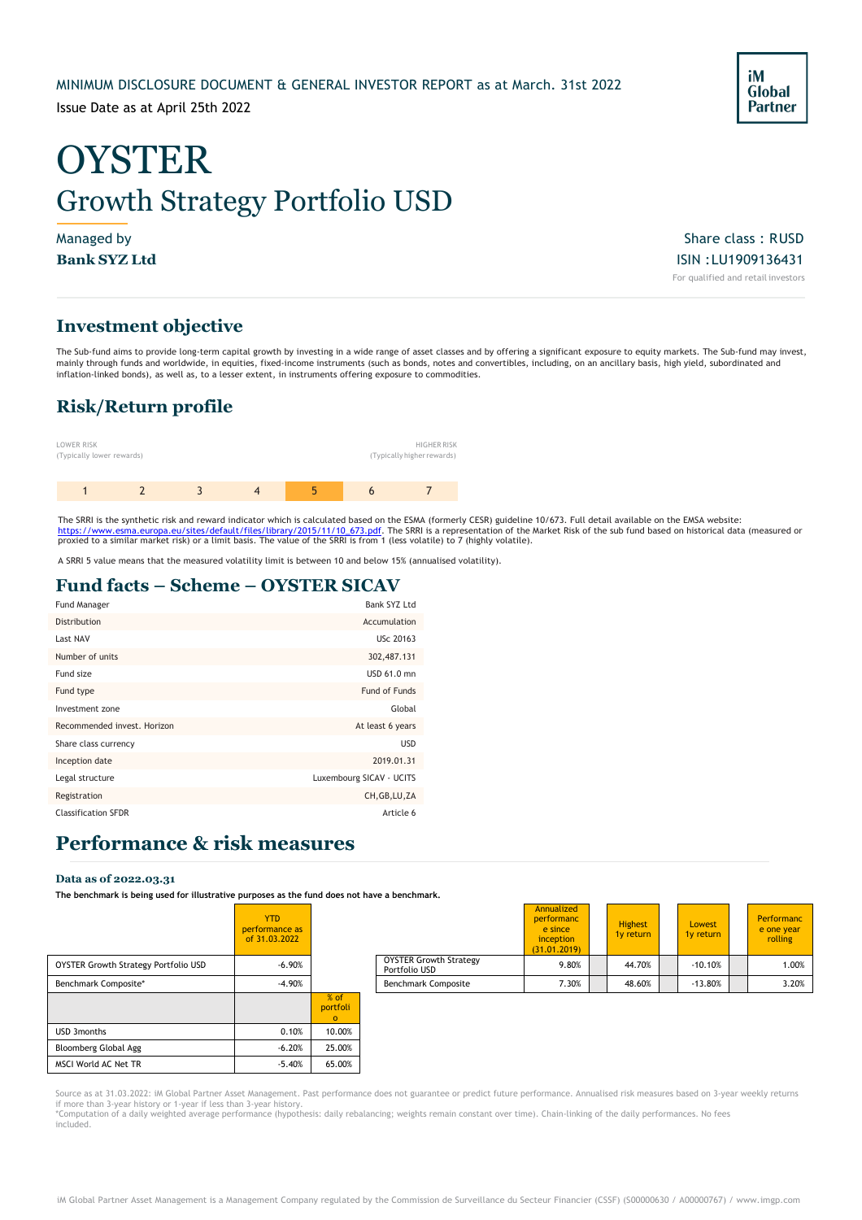MINIMUM DISCLOSURE DOCUMENT & GENERAL INVESTOR REPORT as at March. 31st 2022

Issue Date as at April 25th 2022

iM Global Partner

# OYSTER

## Growth Strategy Portfolio USD

Managed by
**Bank SYZ Ltd**

Share class : RUSD
ISIN :LU1909136431
For qualified and retail investors

## Investment objective

The Sub-fund aims to provide long-term capital growth by investing in a wide range of asset classes and by offering a significant exposure to equity markets. The Sub-fund may invest, mainly through funds and worldwide, in equities, fixed-income instruments (such as bonds, notes and convertibles, including, on an ancillary basis, high yield, subordinated and inflation-linked bonds), as well as, to a lesser extent, in instruments offering exposure to commodities.

## Risk/Return profile

LOWER RISK (Typically lower rewards) — HIGHER RISK (Typically higher rewards)

| 1 | 2 | 3 | 4 | **5** | 6 | 7 |
|---|---|---|---|---|---|---|

The SRRI is the synthetic risk and reward indicator which is calculated based on the ESMA (formerly CESR) guideline 10/673. Full detail available on the EMSA website: https://www.esma.europa.eu/sites/default/files/library/2015/11/10_673.pdf. The SRRI is a representation of the Market Risk of the sub fund based on historical data (measured or proxied to a similar market risk) or a limit basis. The value of the SRRI is from 1 (less volatile) to 7 (highly volatile).

A SRRI 5 value means that the measured volatility limit is between 10 and below 15% (annualised volatility).

## Fund facts – Scheme – OYSTER SICAV

| | |
|---|---|
| Fund Manager | Bank SYZ Ltd |
| Distribution | Accumulation |
| Last NAV | USc 20163 |
| Number of units | 302,487.131 |
| Fund size | USD 61.0 mn |
| Fund type | Fund of Funds |
| Investment zone | Global |
| Recommended invest. Horizon | At least 6 years |
| Share class currency | USD |
| Inception date | 2019.01.31 |
| Legal structure | Luxembourg SICAV - UCITS |
| Registration | CH,GB,LU,ZA |
| Classification SFDR | Article 6 |

## Performance & risk measures

### Data as of 2022.03.31

**The benchmark is being used for illustrative purposes as the fund does not have a benchmark.**

| | YTD performance as of 31.03.2022 | |
|---|---|---|
| OYSTER Growth Strategy Portfolio USD | -6.90% | |
| Benchmark Composite* | -4.90% | |
| | | % of portfolio |
| USD 3months | 0.10% | 10.00% |
| Bloomberg Global Agg | -6.20% | 25.00% |
| MSCI World AC Net TR | -5.40% | 65.00% |

| | Annualized performance since inception (31.01.2019) | Highest 1y return | Lowest 1y return | Performance one year rolling |
|---|---|---|---|---|
| OYSTER Growth Strategy Portfolio USD | 9.80% | 44.70% | -10.10% | 1.00% |
| Benchmark Composite | 7.30% | 48.60% | -13.80% | 3.20% |

Source as at 31.03.2022: iM Global Partner Asset Management. Past performance does not guarantee or predict future performance. Annualised risk measures based on 3-year weekly returns if more than 3-year history or 1-year if less than 3-year history.
*Computation of a daily weighted average performance (hypothesis: daily rebalancing; weights remain constant over time). Chain-linking of the daily performances. No fees included.

iM Global Partner Asset Management is a Management Company regulated by the Commission de Surveillance du Secteur Financier (CSSF) (S00000630 / A00000767) / www.imgp.com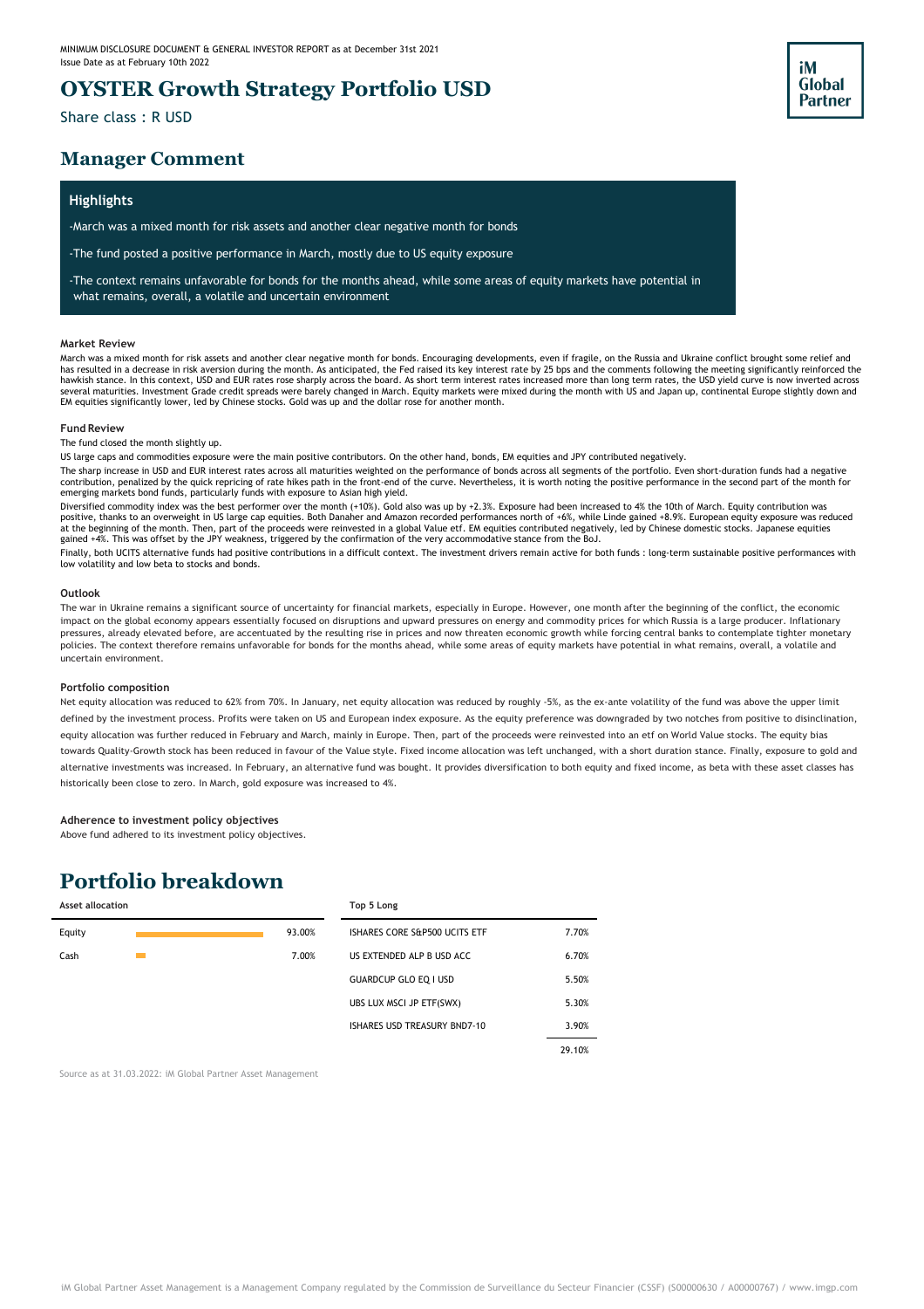MINIMUM DISCLOSURE DOCUMENT & GENERAL INVESTOR REPORT as at December 31st 2021
Issue Date as at February 10th 2022

# OYSTER Growth Strategy Portfolio USD

Share class : R USD

## Manager Comment

### Highlights

-March was a mixed month for risk assets and another clear negative month for bonds

-The fund posted a positive performance in March, mostly due to US equity exposure

-The context remains unfavorable for bonds for the months ahead, while some areas of equity markets have potential in what remains, overall, a volatile and uncertain environment

**Market Review**

March was a mixed month for risk assets and another clear negative month for bonds. Encouraging developments, even if fragile, on the Russia and Ukraine conflict brought some relief and has resulted in a decrease in risk aversion during the month. As anticipated, the Fed raised its key interest rate by 25 bps and the comments following the meeting significantly reinforced the hawkish stance. In this context, USD and EUR rates rose sharply across the board. As short term interest rates increased more than long term rates, the USD yield curve is now inverted across several maturities. Investment Grade credit spreads were barely changed in March. Equity markets were mixed during the month with US and Japan up, continental Europe slightly down and EM equities significantly lower, led by Chinese stocks. Gold was up and the dollar rose for another month.

**Fund Review**

The fund closed the month slightly up.

US large caps and commodities exposure were the main positive contributors. On the other hand, bonds, EM equities and JPY contributed negatively.

The sharp increase in USD and EUR interest rates across all maturities weighted on the performance of bonds across all segments of the portfolio. Even short-duration funds had a negative contribution, penalized by the quick repricing of rate hikes path in the front-end of the curve. Nevertheless, it is worth noting the positive performance in the second part of the month for emerging markets bond funds, particularly funds with exposure to Asian high yield.

Diversified commodity index was the best performer over the month (+10%). Gold also was up by +2.3%. Exposure had been increased to 4% the 10th of March. Equity contribution was positive, thanks to an overweight in US large cap equities. Both Danaher and Amazon recorded performances north of +6%, while Linde gained +8.9%. European equity exposure was reduced at the beginning of the month. Then, part of the proceeds were reinvested in a global Value etf. EM equities contributed negatively, led by Chinese domestic stocks. Japanese equities gained +4%. This was offset by the JPY weakness, triggered by the confirmation of the very accommodative stance from the BoJ.

Finally, both UCITS alternative funds had positive contributions in a difficult context. The investment drivers remain active for both funds : long-term sustainable positive performances with low volatility and low beta to stocks and bonds.

**Outlook**

The war in Ukraine remains a significant source of uncertainty for financial markets, especially in Europe. However, one month after the beginning of the conflict, the economic impact on the global economy appears essentially focused on disruptions and upward pressures on energy and commodity prices for which Russia is a large producer. Inflationary pressures, already elevated before, are accentuated by the resulting rise in prices and now threaten economic growth while forcing central banks to contemplate tighter monetary policies. The context therefore remains unfavorable for bonds for the months ahead, while some areas of equity markets have potential in what remains, overall, a volatile and uncertain environment.

**Portfolio composition**

Net equity allocation was reduced to 62% from 70%. In January, net equity allocation was reduced by roughly -5%, as the ex-ante volatility of the fund was above the upper limit defined by the investment process. Profits were taken on US and European index exposure. As the equity preference was downgraded by two notches from positive to disinclination, equity allocation was further reduced in February and March, mainly in Europe. Then, part of the proceeds were reinvested into an etf on World Value stocks. The equity bias towards Quality-Growth stock has been reduced in favour of the Value style. Fixed income allocation was left unchanged, with a short duration stance. Finally, exposure to gold and alternative investments was increased. In February, an alternative fund was bought. It provides diversification to both equity and fixed income, as beta with these asset classes has historically been close to zero. In March, gold exposure was increased to 4%.

**Adherence to investment policy objectives**

Above fund adhered to its investment policy objectives.

# Portfolio breakdown

| Asset allocation | |
|---|---|
| Equity | 93.00% |
| Cash | 7.00% |

| Top 5 Long | |
|---|---|
| ISHARES CORE S&P500 UCITS ETF | 7.70% |
| US EXTENDED ALP B USD ACC | 6.70% |
| GUARDCUP GLO EQ I USD | 5.50% |
| UBS LUX MSCI JP ETF(SWX) | 5.30% |
| ISHARES USD TREASURY BND7-10 | 3.90% |
| | 29.10% |

Source as at 31.03.2022: iM Global Partner Asset Management

iM Global Partner Asset Management is a Management Company regulated by the Commission de Surveillance du Secteur Financier (CSSF) (S00000630 / A00000767) / www.imgp.com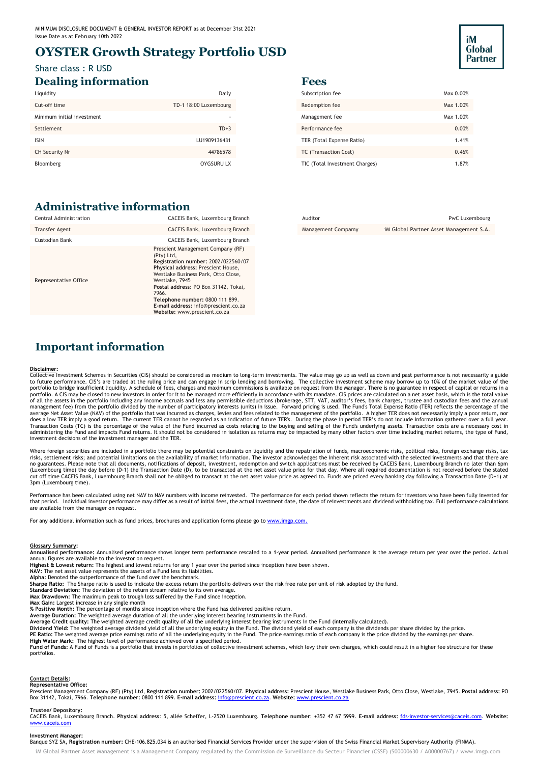MINIMUM DISCLOSURE DOCUMENT & GENERAL INVESTOR REPORT as at December 31st 2021
Issue Date as at February 10th 2022

# OYSTER Growth Strategy Portfolio USD

Share class : R USD

## Dealing information

| | |
|---|---|
| Liquidity | Daily |
| Cut-off time | TD-1 18:00 Luxembourg |
| Minimum initial investment | - |
| Settlement | TD+3 |
| ISIN | LU1909136431 |
| CH Security Nr | 44786578 |
| Bloomberg | OYGSURU LX |

## Fees

| | |
|---|---|
| Subscription fee | Max 0.00% |
| Redemption fee | Max 1.00% |
| Management fee | Max 1.00% |
| Performance fee | 0.00% |
| TER (Total Expense Ratio) | 1.41% |
| TC (Transaction Cost) | 0.46% |
| TIC (Total Investment Charges) | 1.87% |

## Administrative information

| | |
|---|---|
| Central Administration | CACEIS Bank, Luxembourg Branch |
| Transfer Agent | CACEIS Bank, Luxembourg Branch |
| Custodian Bank | CACEIS Bank, Luxembourg Branch |
| Representative Office | Prescient Management Company (RF) (Pty) Ltd, **Registration number:** 2002/022560/07 **Physical address:** Prescient House, Westlake Business Park, Otto Close, Westlake, 7945 **Postal address:** PO Box 31142, Tokai, 7966. **Telephone number:** 0800 111 899. **E-mail address:** info@prescient.co.za **Website:** www.prescient.co.za |

| | |
|---|---|
| Auditor | PwC Luxembourg |
| Management Compamy | iM Global Partner Asset Management S.A. |

## Important information

**Disclaimer:**
Collective Investment Schemes in Securities (CIS) should be considered as medium to long-term investments. The value may go up as well as down and past performance is not necessarily a guide to future performance. CIS's are traded at the ruling price and can engage in scrip lending and borrowing. The collective investment scheme may borrow up to 10% of the market value of the portfolio to bridge insufficient liquidity. A schedule of fees, charges and maximum commissions is available on request from the Manager. There is no guarantee in respect of capital or returns in a portfolio. A CIS may be closed to new investors in order for it to be managed more efficiently in accordance with its mandate. CIS prices are calculated on a net asset basis, which is the total value of all the assets in the portfolio including any income accruals and less any permissible deductions (brokerage, STT, VAT, auditor's fees, bank charges, trustee and custodian fees and the annual management fee) from the portfolio divided by the number of participatory interests (units) in issue. Forward pricing is used. The Fund's Total Expense Ratio (TER) reflects the percentage of the average Net Asset Value (NAV) of the portfolio that was incurred as charges, levies and fees related to the management of the portfolio. A higher TER does not necessarily imply a poor return, nor does a low TER imply a good return. The current TER cannot be regarded as an indication of future TER's. During the phase in period TER's do not include information gathered over a full year. Transaction Costs (TC) is the percentage of the value of the Fund incurred as costs relating to the buying and selling of the Fund's underlying assets. Transaction costs are a necessary cost in administering the Fund and impacts Fund returns. It should not be considered in isolation as returns may be impacted by many other factors over time including market returns, the type of Fund, investment decisions of the investment manager and the TER.

Where foreign securities are included in a portfolio there may be potential constraints on liquidity and the repatriation of funds, macroeconomic risks, political risks, foreign exchange risks, tax risks, settlement risks; and potential limitations on the availability of market information. The investor acknowledges the inherent risk associated with the selected investments and that there are no guarantees. Please note that all documents, notifications of deposit, investment, redemption and switch applications must be received by CACEIS Bank, Luxembourg Branch no later than 6pm (Luxembourg time) the day before (D-1) the Transaction Date (D), to be transacted at the net asset value price for that day. Where all required documentation is not received before the stated cut off time CACEIS Bank, Luxembourg Branch shall not be obliged to transact at the net asset value price as agreed to. Funds are priced every banking day following a Transaction Date (D+1) at 3pm (Luxembourg time).

Performance has been calculated using net NAV to NAV numbers with income reinvested. The performance for each period shown reflects the return for investors who have been fully invested for that period. Individual investor performance may differ as a result of initial fees, the actual investment date, the date of reinvestments and dividend withholding tax. Full performance calculations are available from the manager on request.

For any additional information such as fund prices, brochures and application forms please go to www.imgp.com.

**Glossary Summary:**
**Annualised performance:** Annualised performance shows longer term performance rescaled to a 1-year period. Annualised performance is the average return per year over the period. Actual annual figures are available to the investor on request.
**Highest & Lowest return:** The highest and lowest returns for any 1 year over the period since inception have been shown.
**NAV:** The net asset value represents the assets of a Fund less its liabilities.
**Alpha:** Denoted the outperformance of the fund over the benchmark.
**Sharpe Ratio:** The Sharpe ratio is used to indicate the excess return the portfolio delivers over the risk free rate per unit of risk adopted by the fund.
**Standard Deviation:** The deviation of the return stream relative to its own average.
**Max Drawdown:** The maximum peak to trough loss suffered by the Fund since inception.
**Max Gain:** Largest increase in any single month
**% Positive Month:** The percentage of months since inception where the Fund has delivered positive return.
**Average Duration:** The weighted average duration of all the underlying interest bearing instruments in the Fund.
**Average Credit quality:** The weighted average credit quality of all the underlying interest bearing instruments in the Fund (internally calculated).
**Dividend Yield:** The weighted average dividend yield of all the underlying equity in the Fund. The dividend yield of each company is the dividends per share divided by the price.
**PE Ratio:** The weighted average price earnings ratio of all the underlying equity in the Fund. The price earnings ratio of each company is the price divided by the earnings per share.
**High Water Mark:** The highest level of performance achieved over a specified period.
**Fund of Funds:** A Fund of Funds is a portfolio that invests in portfolios of collective investment schemes, which levy their own charges, which could result in a higher fee structure for these portfolios.

**Contact Details:**
**Representative Office:**
Prescient Management Company (RF) (Pty) Ltd, **Registration number:** 2002/022560/07. **Physical address:** Prescient House, Westlake Business Park, Otto Close, Westlake, 7945. **Postal address:** PO Box 31142, Tokai, 7966. **Telephone number:** 0800 111 899. **E-mail address:** info@prescient.co.za. **Website:** www.prescient.co.za

**Trustee/ Depository:**
CACEIS Bank, Luxembourg Branch. **Physical address**: 5, allée Scheffer, L-2520 Luxembourg. **Telephone number**: +352 47 67 5999. **E-mail address:** fds-investor-services@caceis.com. **Website:** www.caceis.com

**Investment Manager:**
Banque SYZ SA, **Registration number:** CHE-106.825.034 is an authorised Financial Services Provider under the supervision of the Swiss Financial Market Supervisory Authority (FINMA).

iM Global Partner Asset Management is a Management Company regulated by the Commission de Surveillance du Secteur Financier (CSSF) (S00000630 / A00000767) / www.imgp.com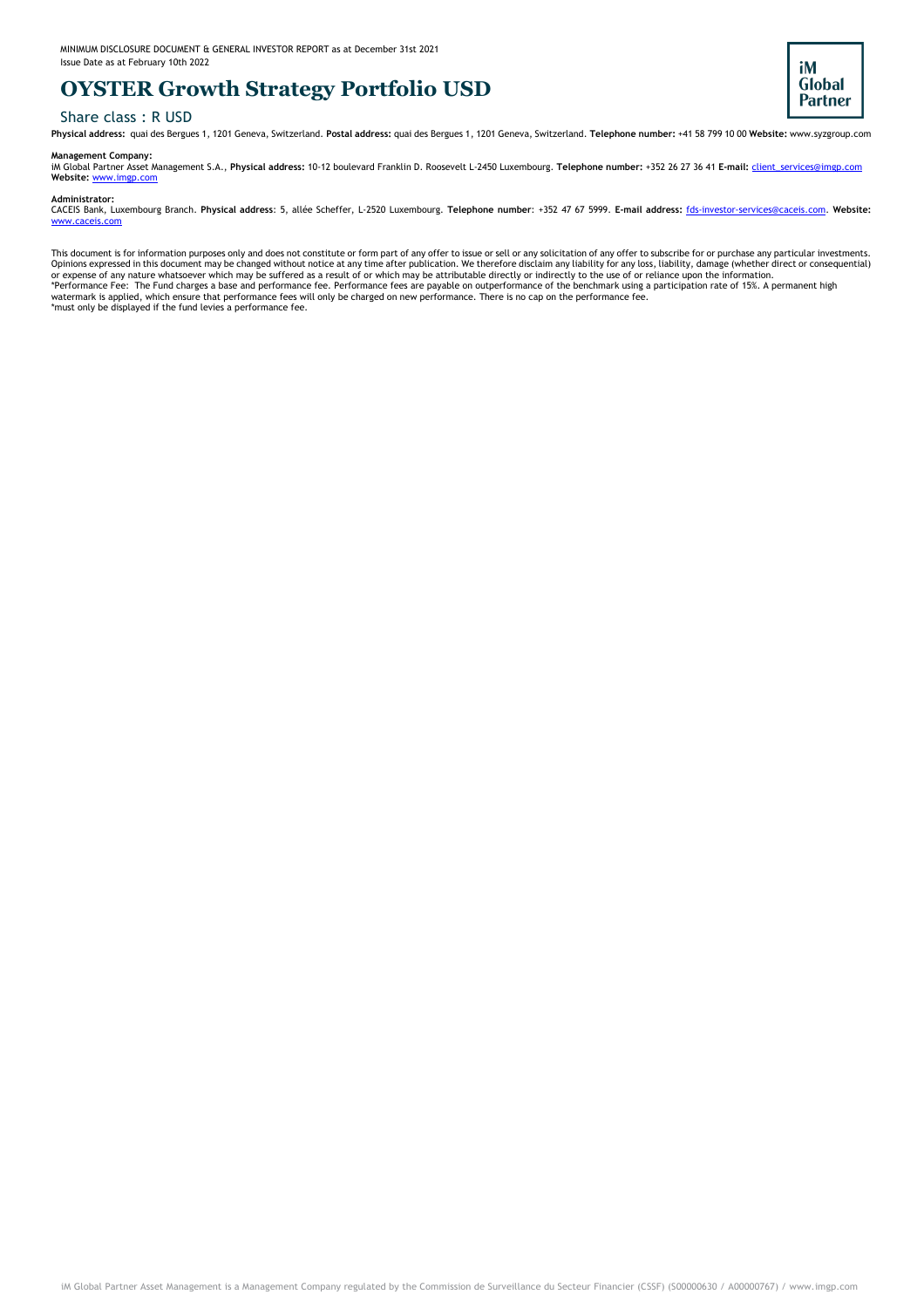MINIMUM DISCLOSURE DOCUMENT & GENERAL INVESTOR REPORT as at December 31st 2021
Issue Date as at February 10th 2022

# OYSTER Growth Strategy Portfolio USD

## Share class : R USD

**Physical address:** quai des Bergues 1, 1201 Geneva, Switzerland. **Postal address:** quai des Bergues 1, 1201 Geneva, Switzerland. **Telephone number:** +41 58 799 10 00 **Website:** www.syzgroup.com

**Management Company:**
iM Global Partner Asset Management S.A., **Physical address:** 10-12 boulevard Franklin D. Roosevelt L-2450 Luxembourg. **Telephone number:** +352 26 27 36 41 **E-mail:** client_services@imgp.com
**Website:** www.imgp.com

**Administrator:**
CACEIS Bank, Luxembourg Branch. **Physical address**: 5, allée Scheffer, L-2520 Luxembourg. **Telephone number**: +352 47 67 5999. **E-mail address:** fds-investor-services@caceis.com. **Website:** www.caceis.com

This document is for information purposes only and does not constitute or form part of any offer to issue or sell or any solicitation of any offer to subscribe for or purchase any particular investments. Opinions expressed in this document may be changed without notice at any time after publication. We therefore disclaim any liability for any loss, liability, damage (whether direct or consequential) or expense of any nature whatsoever which may be suffered as a result of or which may be attributable directly or indirectly to the use of or reliance upon the information.
*Performance Fee: The Fund charges a base and performance fee. Performance fees are payable on outperformance of the benchmark using a participation rate of 15%. A permanent high watermark is applied, which ensure that performance fees will only be charged on new performance. There is no cap on the performance fee.
*must only be displayed if the fund levies a performance fee.

iM Global Partner Asset Management is a Management Company regulated by the Commission de Surveillance du Secteur Financier (CSSF) (S00000630 / A00000767) / www.imgp.com